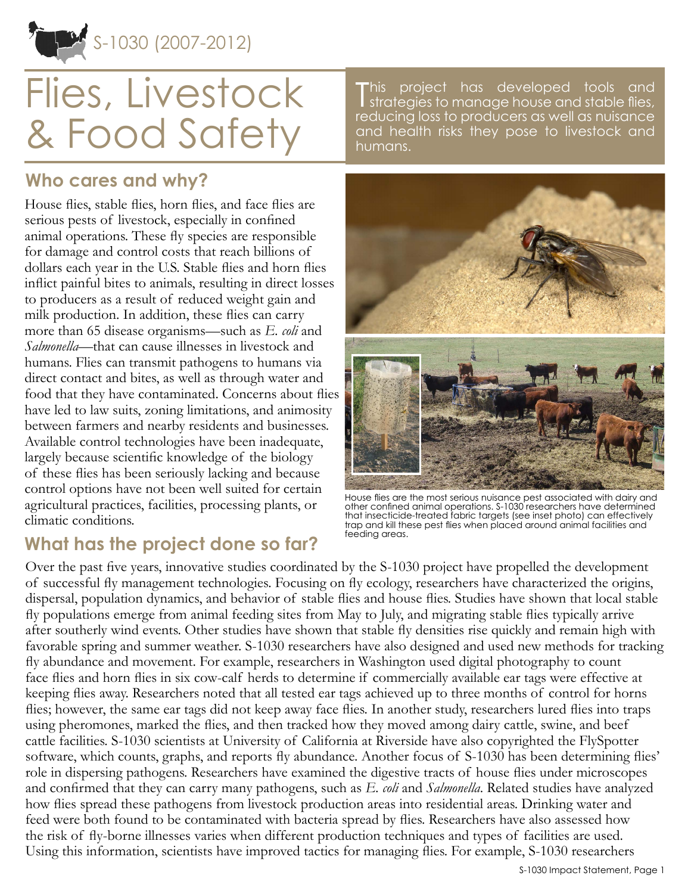S-1030 (2007-2012)

# Flies, Livestock & Food Safety

This project has developed tools and strategies to manage house and stable flies, reducing loss to producers as well as nuisance and health risks they pose to livestock and humans.

## Who cares and why?

House flies, stable flies, horn flies, and face flies are serious pests of livestock, especially in confined animal operations. These fly species are responsible for damage and control costs that reach billions of dollars each year in the U.S. Stable flies and horn flies inflict painful bites to animals, resulting in direct losses to producers as a result of reduced weight gain and milk production. In addition, these flies can carry more than 65 disease organisms—such as *E. coli* and *Salmonella*—that can cause illnesses in livestock and humans. Flies can transmit pathogens to humans via direct contact and bites, as well as through water and food that they have contaminated. Concerns about flies have led to law suits, zoning limitations, and animosity between farmers and nearby residents and businesses. Available control technologies have been inadequate, largely because scientific knowledge of the biology of these flies has been seriously lacking and because control options have not been well suited for certain agricultural practices, facilities, processing plants, or climatic conditions.

House flies are the most serious nuisance pest associated with dairy and other confined animal operations. S-1030 researchers have determined that insecticide-treated fabric targets (see inset photo) can effectively trap and kill these pest flies when placed around animal facilities and feeding areas.

## What has the project done so far?

Over the past five years, innovative studies coordinated by the S-1030 project have propelled the development of successful fly management technologies. Focusing on fly ecology, researchers have characterized the origins, dispersal, population dynamics, and behavior of stable flies and house flies. Studies have shown that local stable fly populations emerge from animal feeding sites from May to July, and migrating stable flies typically arrive after southerly wind events. Other studies have shown that stable fly densities rise quickly and remain high with favorable spring and summer weather. S-1030 researchers have also designed and used new methods for tracking fly abundance and movement. For example, researchers in Washington used digital photography to count face flies and horn flies in six cow-calf herds to determine if commercially available ear tags were effective at keeping flies away. Researchers noted that all tested ear tags achieved up to three months of control for horns flies; however, the same ear tags did not keep away face flies. In another study, researchers lured flies into traps using pheromones, marked the flies, and then tracked how they moved among dairy cattle, swine, and beef cattle facilities. S-1030 scientists at University of California at Riverside have also copyrighted the FlySpotter software, which counts, graphs, and reports fly abundance. Another focus of S-1030 has been determining flies' role in dispersing pathogens. Researchers have examined the digestive tracts of house flies under microscopes and confirmed that they can carry many pathogens, such as *E. coli* and *Salmonella*. Related studies have analyzed how flies spread these pathogens from livestock production areas into residential areas. Drinking water and feed were both found to be contaminated with bacteria spread by flies. Researchers have also assessed how the risk of fly-borne illnesses varies when different production techniques and types of facilities are used. Using this information, scientists have improved tactics for managing flies. For example, S-1030 researchers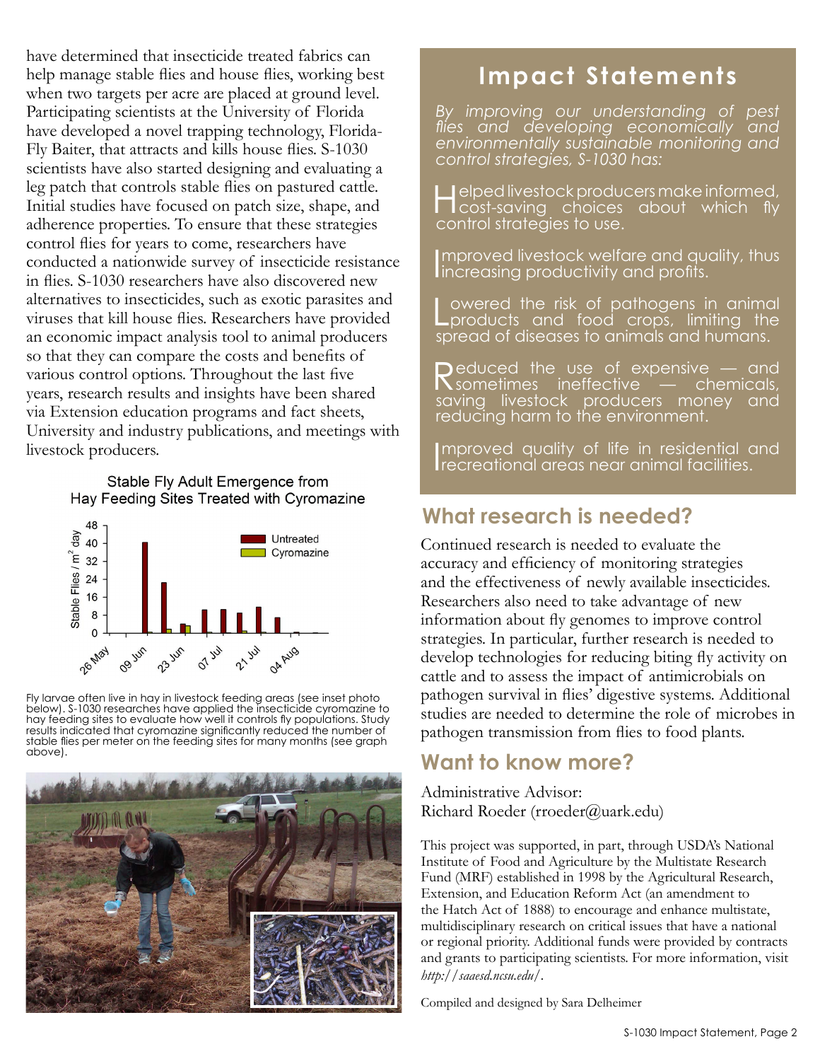have determined that insecticide treated fabrics can help manage stable flies and house flies, working best when two targets per acre are placed at ground level. Participating scientists at the University of Florida have developed a novel trapping technology, Florida-Fly Baiter, that attracts and kills house flies. S-1030 scientists have also started designing and evaluating a leg patch that controls stable flies on pastured cattle. Initial studies have focused on patch size, shape, and adherence properties. To ensure that these strategies control flies for years to come, researchers have conducted a nationwide survey of insecticide resistance in flies. S-1030 researchers have also discovered new alternatives to insecticides, such as exotic parasites and viruses that kill house flies. Researchers have provided an economic impact analysis tool to animal producers so that they can compare the costs and benefits of various control options. Throughout the last five years, research results and insights have been shared via Extension education programs and fact sheets, University and industry publications, and meetings with livestock producers.

Stable Fly Adult Emergence from Hay Feeding Sites Treated with Cyromazine

Stable Flies / m$^2$ day

48
40
32
24
16
8
0

Untreated
Cyromazine

26 May
09 Jun
23 Jun
07 Jul
21 Jul
04 Aug

Fly larvae often live in hay in livestock feeding areas (see inset photo below). S-1030 researches have applied the insecticide cyromazine to hay feeding sites to evaluate how well it controls fly populations. Study results indicated that cyromazine significantly reduced the number of stable flies per meter on the feeding sites for many months (see graph above).

## Impact Statements

*By improving our understanding of pest flies and developing economically and environmentally sustainable monitoring and control strategies, S-1030 has:*

Helped livestock producers make informed, cost-saving choices about which fly control strategies to use.

Improved livestock welfare and quality, thus increasing productivity and profits.

Lowered the risk of pathogens in animal products and food crops, limiting the spread of diseases to animals and humans.

Reduced the use of expensive — and sometimes ineffective — chemicals, saving livestock producers money and reducing harm to the environment.

Improved quality of life in residential and recreational areas near animal facilities.

## What research is needed?

Continued research is needed to evaluate the accuracy and efficiency of monitoring strategies and the effectiveness of newly available insecticides. Researchers also need to take advantage of new information about fly genomes to improve control strategies. In particular, further research is needed to develop technologies for reducing biting fly activity on cattle and to assess the impact of antimicrobials on pathogen survival in flies' digestive systems. Additional studies are needed to determine the role of microbes in pathogen transmission from flies to food plants.

## Want to know more?

Administrative Advisor:
Richard Roeder (rroeder@uark.edu)

This project was supported, in part, through USDA's National Institute of Food and Agriculture by the Multistate Research Fund (MRF) established in 1998 by the Agricultural Research, Extension, and Education Reform Act (an amendment to the Hatch Act of 1888) to encourage and enhance multistate, multidisciplinary research on critical issues that have a national or regional priority. Additional funds were provided by contracts and grants to participating scientists. For more information, visit *http://saaesd.ncsu.edu/*.

Compiled and designed by Sara Delheimer